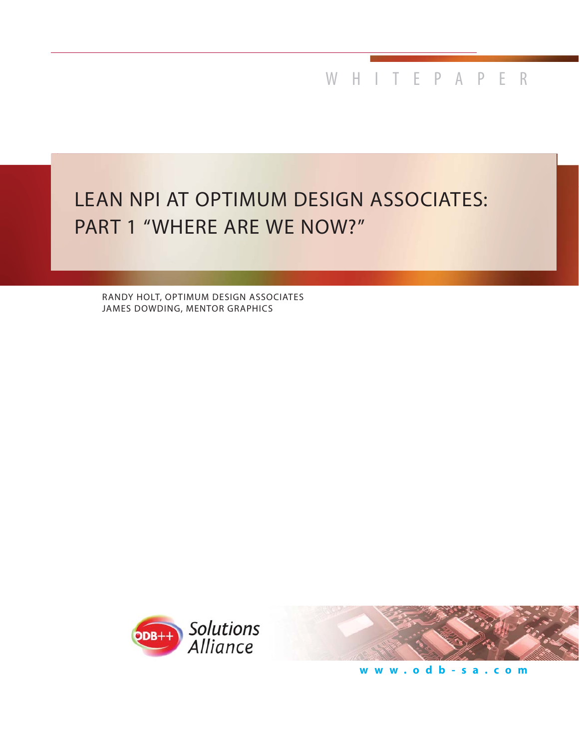WHITEPAPER

# LEAN NPI AT OPTIMUM DESIGN ASSOCIATES: PART 1 "WHERE ARE WE NOW?"

RANDY HOLT, OPTIMUM DESIGN ASSOCIATES
JAMES DOWDING, MENTOR GRAPHICS

ODB++ Solutions Alliance

www.odb-sa.com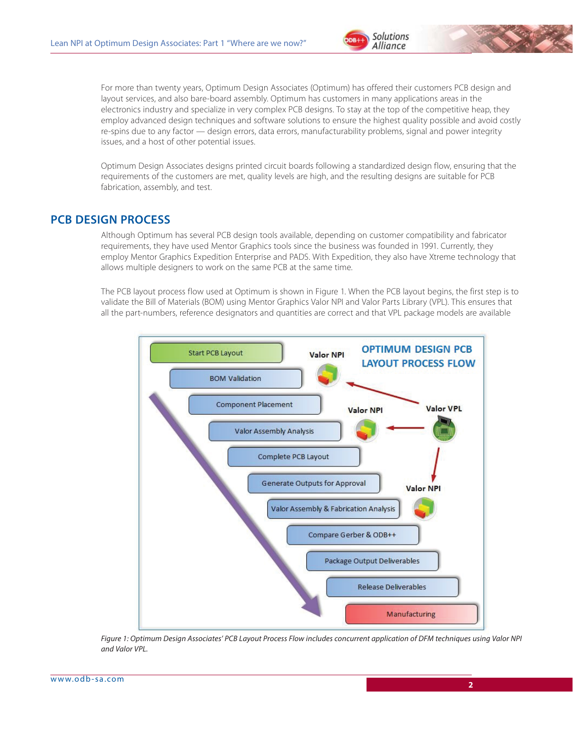For more than twenty years, Optimum Design Associates (Optimum) has offered their customers PCB design and layout services, and also bare-board assembly. Optimum has customers in many applications areas in the electronics industry and specialize in very complex PCB designs. To stay at the top of the competitive heap, they employ advanced design techniques and software solutions to ensure the highest quality possible and avoid costly re-spins due to any factor — design errors, data errors, manufacturability problems, signal and power integrity issues, and a host of other potential issues.

Optimum Design Associates designs printed circuit boards following a standardized design flow, ensuring that the requirements of the customers are met, quality levels are high, and the resulting designs are suitable for PCB fabrication, assembly, and test.

## PCB DESIGN PROCESS

Although Optimum has several PCB design tools available, depending on customer compatibility and fabricator requirements, they have used Mentor Graphics tools since the business was founded in 1991. Currently, they employ Mentor Graphics Expedition Enterprise and PADS. With Expedition, they also have Xtreme technology that allows multiple designers to work on the same PCB at the same time.

The PCB layout process flow used at Optimum is shown in Figure 1. When the PCB layout begins, the first step is to validate the Bill of Materials (BOM) using Mentor Graphics Valor NPI and Valor Parts Library (VPL). This ensures that all the part-numbers, reference designators and quantities are correct and that VPL package models are available

*Figure 1: Optimum Design Associates' PCB Layout Process Flow includes concurrent application of DFM techniques using Valor NPI and Valor VPL.*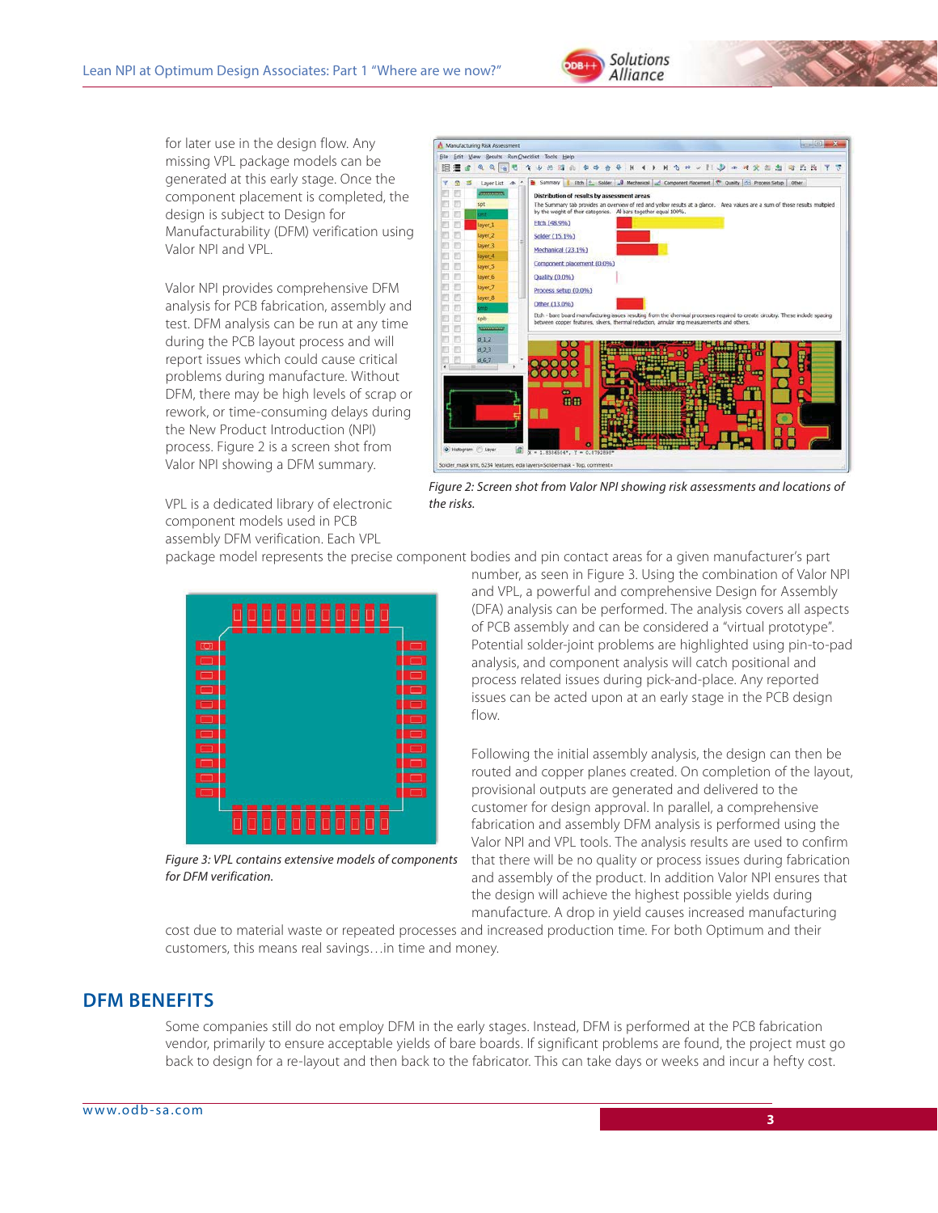for later use in the design flow. Any missing VPL package models can be generated at this early stage. Once the component placement is completed, the design is subject to Design for Manufacturability (DFM) verification using Valor NPI and VPL.

Valor NPI provides comprehensive DFM analysis for PCB fabrication, assembly and test. DFM analysis can be run at any time during the PCB layout process and will report issues which could cause critical problems during manufacture. Without DFM, there may be high levels of scrap or rework, or time-consuming delays during the New Product Introduction (NPI) process. Figure 2 is a screen shot from Valor NPI showing a DFM summary.

*Figure 2: Screen shot from Valor NPI showing risk assessments and locations of the risks.*

VPL is a dedicated library of electronic component models used in PCB assembly DFM verification. Each VPL package model represents the precise component bodies and pin contact areas for a given manufacturer's part number, as seen in Figure 3. Using the combination of Valor NPI and VPL, a powerful and comprehensive Design for Assembly (DFA) analysis can be performed. The analysis covers all aspects of PCB assembly and can be considered a "virtual prototype". Potential solder-joint problems are highlighted using pin-to-pad analysis, and component analysis will catch positional and process related issues during pick-and-place. Any reported issues can be acted upon at an early stage in the PCB design flow.

*Figure 3: VPL contains extensive models of components for DFM verification.*

Following the initial assembly analysis, the design can then be routed and copper planes created. On completion of the layout, provisional outputs are generated and delivered to the customer for design approval. In parallel, a comprehensive fabrication and assembly DFM analysis is performed using the Valor NPI and VPL tools. The analysis results are used to confirm that there will be no quality or process issues during fabrication and assembly of the product. In addition Valor NPI ensures that the design will achieve the highest possible yields during manufacture. A drop in yield causes increased manufacturing cost due to material waste or repeated processes and increased production time. For both Optimum and their customers, this means real savings…in time and money.

## DFM BENEFITS

Some companies still do not employ DFM in the early stages. Instead, DFM is performed at the PCB fabrication vendor, primarily to ensure acceptable yields of bare boards. If significant problems are found, the project must go back to design for a re-layout and then back to the fabricator. This can take days or weeks and incur a hefty cost.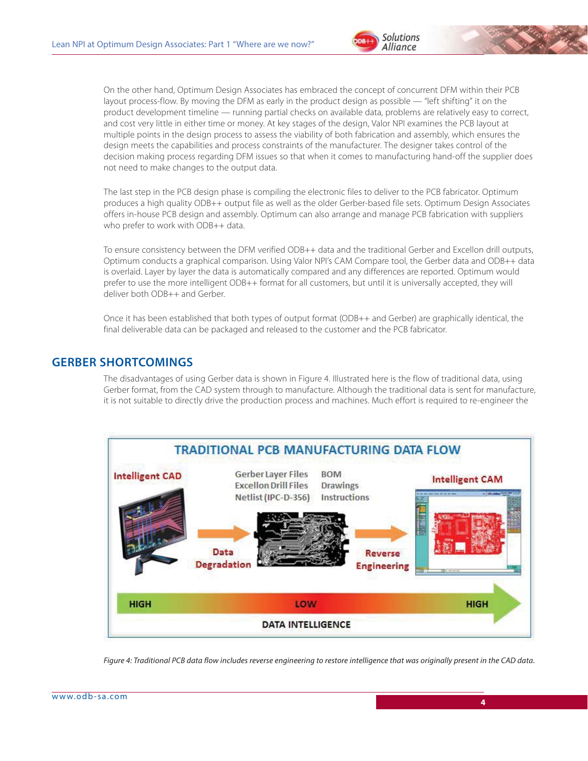On the other hand, Optimum Design Associates has embraced the concept of concurrent DFM within their PCB layout process-flow. By moving the DFM as early in the product design as possible — "left shifting" it on the product development timeline — running partial checks on available data, problems are relatively easy to correct, and cost very little in either time or money. At key stages of the design, Valor NPI examines the PCB layout at multiple points in the design process to assess the viability of both fabrication and assembly, which ensures the design meets the capabilities and process constraints of the manufacturer. The designer takes control of the decision making process regarding DFM issues so that when it comes to manufacturing hand-off the supplier does not need to make changes to the output data.

The last step in the PCB design phase is compiling the electronic files to deliver to the PCB fabricator. Optimum produces a high quality ODB++ output file as well as the older Gerber-based file sets. Optimum Design Associates offers in-house PCB design and assembly. Optimum can also arrange and manage PCB fabrication with suppliers who prefer to work with ODB++ data.

To ensure consistency between the DFM verified ODB++ data and the traditional Gerber and Excellon drill outputs, Optimum conducts a graphical comparison. Using Valor NPI's CAM Compare tool, the Gerber data and ODB++ data is overlaid. Layer by layer the data is automatically compared and any differences are reported. Optimum would prefer to use the more intelligent ODB++ format for all customers, but until it is universally accepted, they will deliver both ODB++ and Gerber.

Once it has been established that both types of output format (ODB++ and Gerber) are graphically identical, the final deliverable data can be packaged and released to the customer and the PCB fabricator.

## GERBER SHORTCOMINGS

The disadvantages of using Gerber data is shown in Figure 4. Illustrated here is the flow of traditional data, using Gerber format, from the CAD system through to manufacture. Although the traditional data is sent for manufacture, it is not suitable to directly drive the production process and machines. Much effort is required to re-engineer the

*Figure 4: Traditional PCB data flow includes reverse engineering to restore intelligence that was originally present in the CAD data.*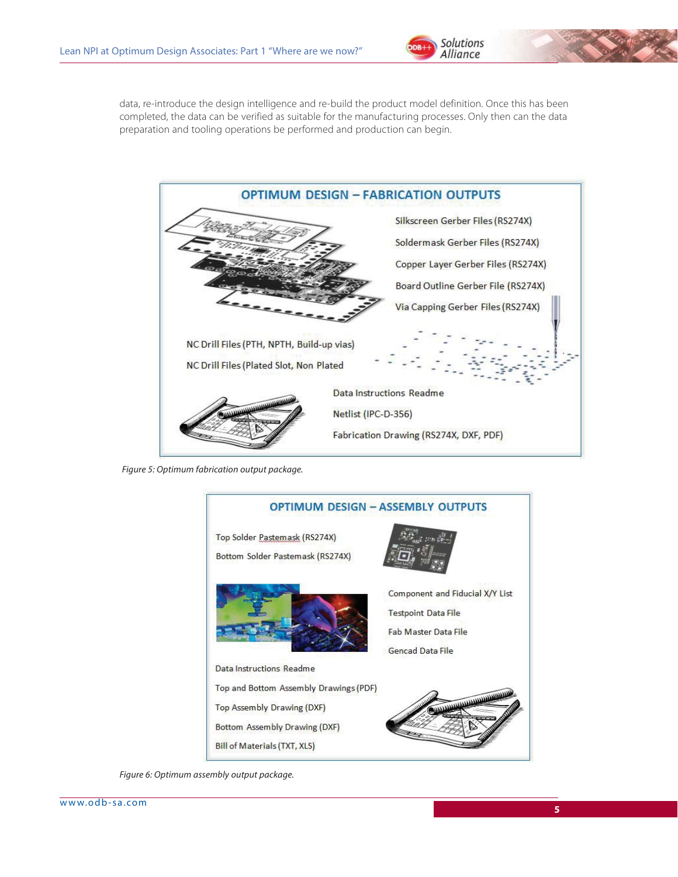data, re-introduce the design intelligence and re-build the product model definition. Once this has been completed, the data can be verified as suitable for the manufacturing processes. Only then can the data preparation and tooling operations be performed and production can begin.

**OPTIMUM DESIGN – FABRICATION OUTPUTS**

- Silkscreen Gerber Files (RS274X)
- Soldermask Gerber Files (RS274X)
- Copper Layer Gerber Files (RS274X)
- Board Outline Gerber File (RS274X)
- Via Capping Gerber Files (RS274X)
- NC Drill Files (PTH, NPTH, Build-up vias)
- NC Drill Files (Plated Slot, Non Plated
- Data Instructions Readme
- Netlist (IPC-D-356)
- Fabrication Drawing (RS274X, DXF, PDF)

*Figure 5: Optimum fabrication output package.*

**OPTIMUM DESIGN – ASSEMBLY OUTPUTS**

- Top Solder Pastemask (RS274X)
- Bottom Solder Pastemask (RS274X)
- Component and Fiducial X/Y List
- Testpoint Data File
- Fab Master Data File
- Gencad Data File
- Data Instructions Readme
- Top and Bottom Assembly Drawings (PDF)
- Top Assembly Drawing (DXF)
- Bottom Assembly Drawing (DXF)
- Bill of Materials (TXT, XLS)

*Figure 6: Optimum assembly output package.*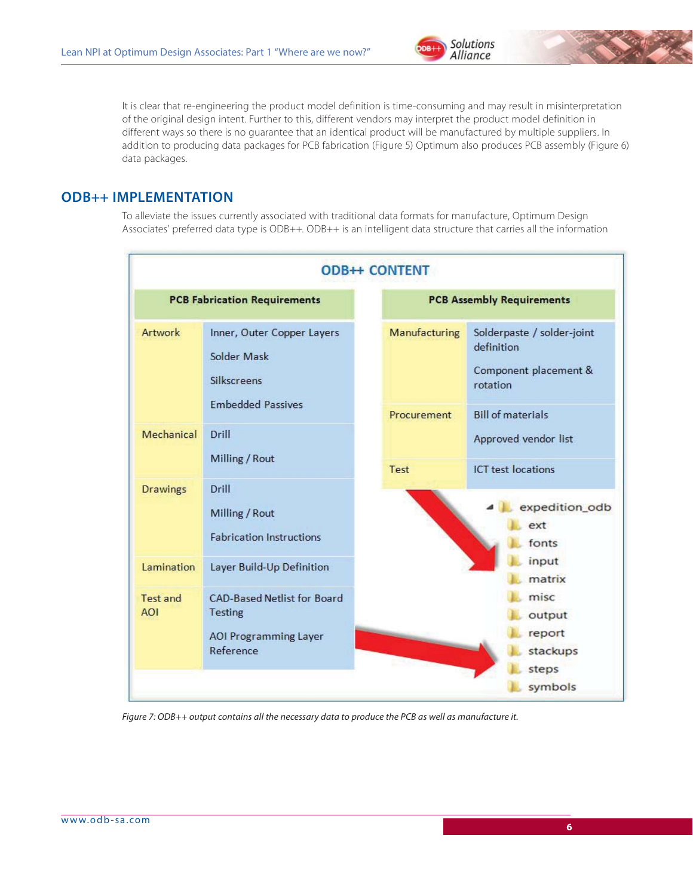It is clear that re-engineering the product model definition is time-consuming and may result in misinterpretation of the original design intent. Further to this, different vendors may interpret the product model definition in different ways so there is no guarantee that an identical product will be manufactured by multiple suppliers. In addition to producing data packages for PCB fabrication (Figure 5) Optimum also produces PCB assembly (Figure 6) data packages.

## ODB++ IMPLEMENTATION

To alleviate the issues currently associated with traditional data formats for manufacture, Optimum Design Associates' preferred data type is ODB++. ODB++ is an intelligent data structure that carries all the information

**ODB++ CONTENT**

| PCB Fabrication Requirements | |
|---|---|
| Artwork | Inner, Outer Copper Layers<br>Solder Mask<br>Silkscreens<br>Embedded Passives |
| Mechanical | Drill<br>Milling / Rout |
| Drawings | Drill<br>Milling / Rout<br>Fabrication Instructions |
| Lamination | Layer Build-Up Definition |
| Test and AOI | CAD-Based Netlist for Board Testing<br>AOI Programming Layer Reference |

| PCB Assembly Requirements | |
|---|---|
| Manufacturing | Solderpaste / solder-joint definition<br>Component placement & rotation |
| Procurement | Bill of materials<br>Approved vendor list |
| Test | ICT test locations |

- expedition_odb
  - ext
  - fonts
  - input
  - matrix
  - misc
  - output
  - report
  - stackups
  - steps
  - symbols

*Figure 7: ODB++ output contains all the necessary data to produce the PCB as well as manufacture it.*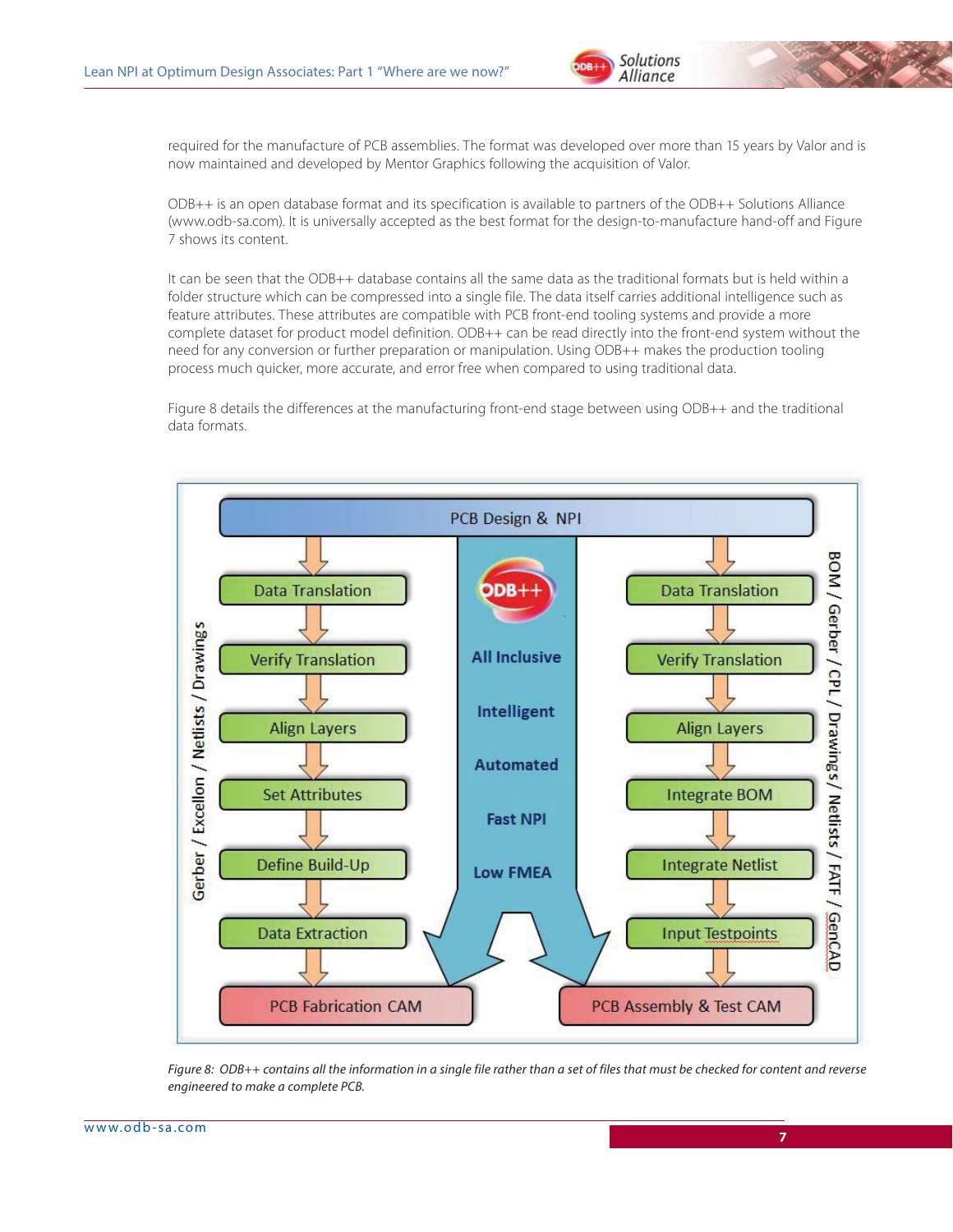required for the manufacture of PCB assemblies. The format was developed over more than 15 years by Valor and is now maintained and developed by Mentor Graphics following the acquisition of Valor.

ODB++ is an open database format and its specification is available to partners of the ODB++ Solutions Alliance (www.odb-sa.com). It is universally accepted as the best format for the design-to-manufacture hand-off and Figure 7 shows its content.

It can be seen that the ODB++ database contains all the same data as the traditional formats but is held within a folder structure which can be compressed into a single file. The data itself carries additional intelligence such as feature attributes. These attributes are compatible with PCB front-end tooling systems and provide a more complete dataset for product model definition. ODB++ can be read directly into the front-end system without the need for any conversion or further preparation or manipulation. Using ODB++ makes the production tooling process much quicker, more accurate, and error free when compared to using traditional data.

Figure 8 details the differences at the manufacturing front-end stage between using ODB++ and the traditional data formats.

PCB Design & NPI

Gerber / Excellon / Netlists / Drawings: Data Translation → Verify Translation → Align Layers → Set Attributes → Define Build-Up → Data Extraction → PCB Fabrication CAM

ODB++: All Inclusive, Intelligent, Automated, Fast NPI, Low FMEA

BOM / Gerber / CPL / Drawings / Netlists / FATF / GenCAD: Data Translation → Verify Translation → Align Layers → Integrate BOM → Integrate Netlist → Input Testpoints → PCB Assembly & Test CAM

*Figure 8: ODB++ contains all the information in a single file rather than a set of files that must be checked for content and reverse engineered to make a complete PCB.*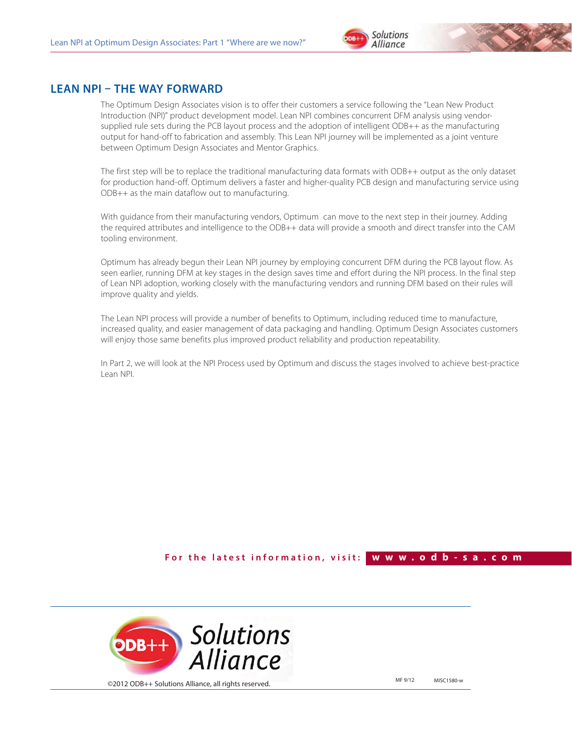## LEAN NPI – THE WAY FORWARD

The Optimum Design Associates vision is to offer their customers a service following the "Lean New Product Introduction (NPI)" product development model. Lean NPI combines concurrent DFM analysis using vendor-supplied rule sets during the PCB layout process and the adoption of intelligent ODB++ as the manufacturing output for hand-off to fabrication and assembly. This Lean NPI journey will be implemented as a joint venture between Optimum Design Associates and Mentor Graphics.

The first step will be to replace the traditional manufacturing data formats with ODB++ output as the only dataset for production hand-off. Optimum delivers a faster and higher-quality PCB design and manufacturing service using ODB++ as the main dataflow out to manufacturing.

With guidance from their manufacturing vendors, Optimum can move to the next step in their journey. Adding the required attributes and intelligence to the ODB++ data will provide a smooth and direct transfer into the CAM tooling environment.

Optimum has already begun their Lean NPI journey by employing concurrent DFM during the PCB layout flow. As seen earlier, running DFM at key stages in the design saves time and effort during the NPI process. In the final step of Lean NPI adoption, working closely with the manufacturing vendors and running DFM based on their rules will improve quality and yields.

The Lean NPI process will provide a number of benefits to Optimum, including reduced time to manufacture, increased quality, and easier management of data packaging and handling. Optimum Design Associates customers will enjoy those same benefits plus improved product reliability and production repeatability.

In Part 2, we will look at the NPI Process used by Optimum and discuss the stages involved to achieve best-practice Lean NPI.

For the latest information, visit: **www.odb-sa.com**

ODB++ Solutions Alliance

©2012 ODB++ Solutions Alliance, all rights reserved.

MF 9/12 MISC1580-w